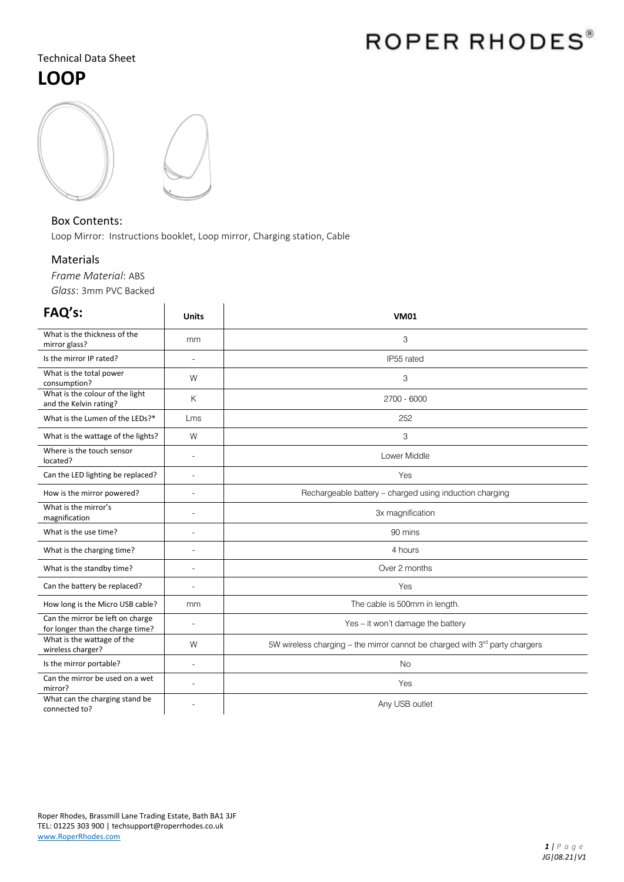# ROPER RHODES®

Technical Data Sheet

# LOOP

## Box Contents:

Loop Mirror: Instructions booklet, Loop mirror, Charging station, Cable

## Materials

*Frame Material*: ABS

*Glass*: 3mm PVC Backed

| FAQ's: | Units | VM01 |
|---|---|---|
| What is the thickness of the mirror glass? | mm | 3 |
| Is the mirror IP rated? | - | IP55 rated |
| What is the total power consumption? | W | 3 |
| What is the colour of the light and the Kelvin rating? | K | 2700 - 6000 |
| What is the Lumen of the LEDs?* | Lms | 252 |
| What is the wattage of the lights? | W | 3 |
| Where is the touch sensor located? | - | Lower Middle |
| Can the LED lighting be replaced? | - | Yes |
| How is the mirror powered? | - | Rechargeable battery – charged using induction charging |
| What is the mirror's magnification | - | 3x magnification |
| What is the use time? | - | 90 mins |
| What is the charging time? | - | 4 hours |
| What is the standby time? | - | Over 2 months |
| Can the battery be replaced? | - | Yes |
| How long is the Micro USB cable? | mm | The cable is 500mm in length. |
| Can the mirror be left on charge for longer than the charge time? | - | Yes – it won't damage the battery |
| What is the wattage of the wireless charger? | W | 5W wireless charging – the mirror cannot be charged with 3rd party chargers |
| Is the mirror portable? | - | No |
| Can the mirror be used on a wet mirror? | - | Yes |
| What can the charging stand be connected to? | - | Any USB outlet |

Roper Rhodes, Brassmill Lane Trading Estate, Bath BA1 3JF
TEL: 01225 303 900 | techsupport@roperrhodes.co.uk
www.RoperRhodes.com

JG|08.21|V1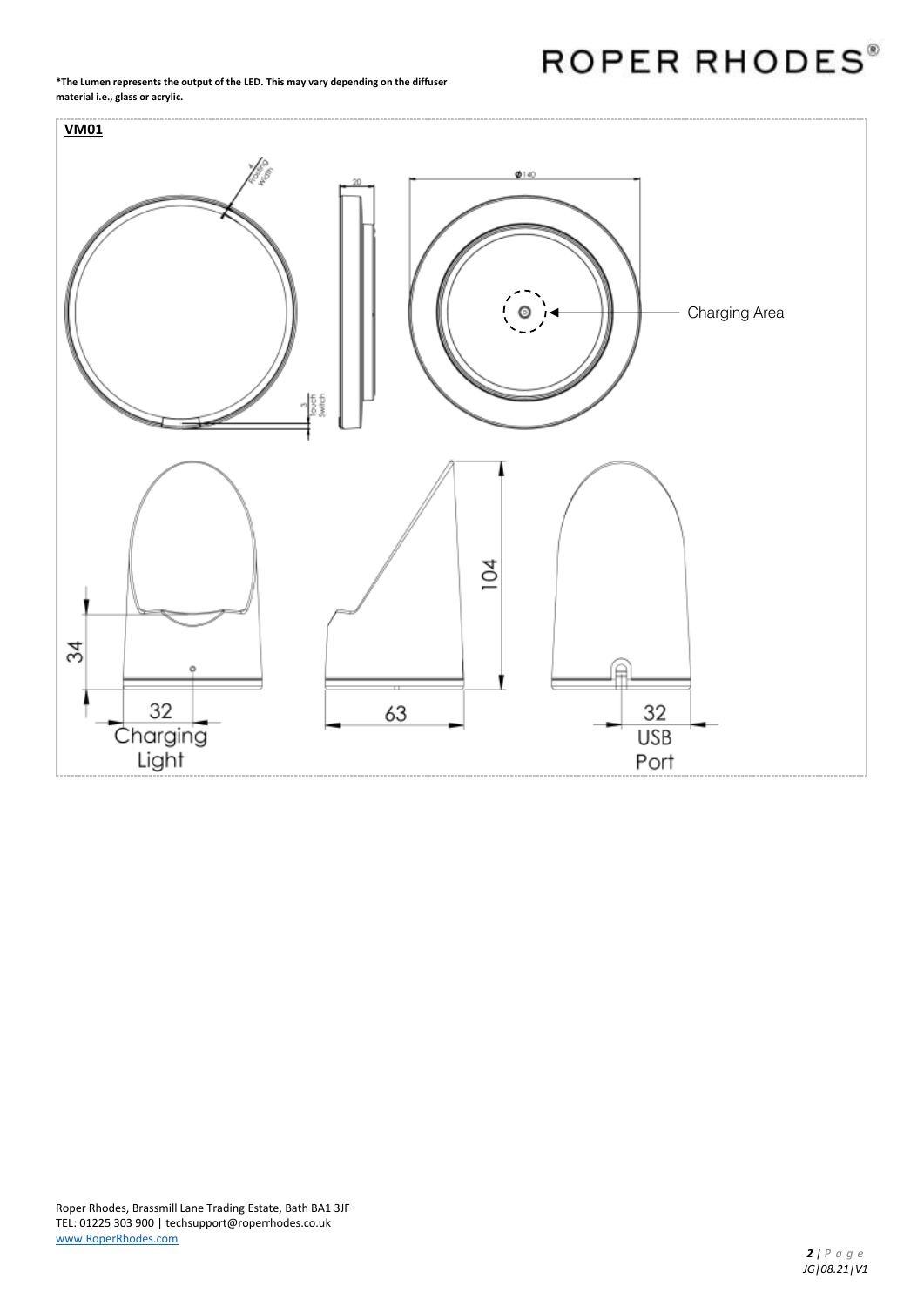**\*The Lumen represents the output of the LED. This may vary depending on the diffuser material i.e., glass or acrylic.**

**VM01**

4 Frosting Width

20

Ø140

Charging Area

3 Touch Switch

34

32

Charging Light

63

104

32

USB Port

Roper Rhodes, Brassmill Lane Trading Estate, Bath BA1 3JF
TEL: 01225 303 900 | techsupport@roperrhodes.co.uk
www.RoperRhodes.com

JG|08.21|V1